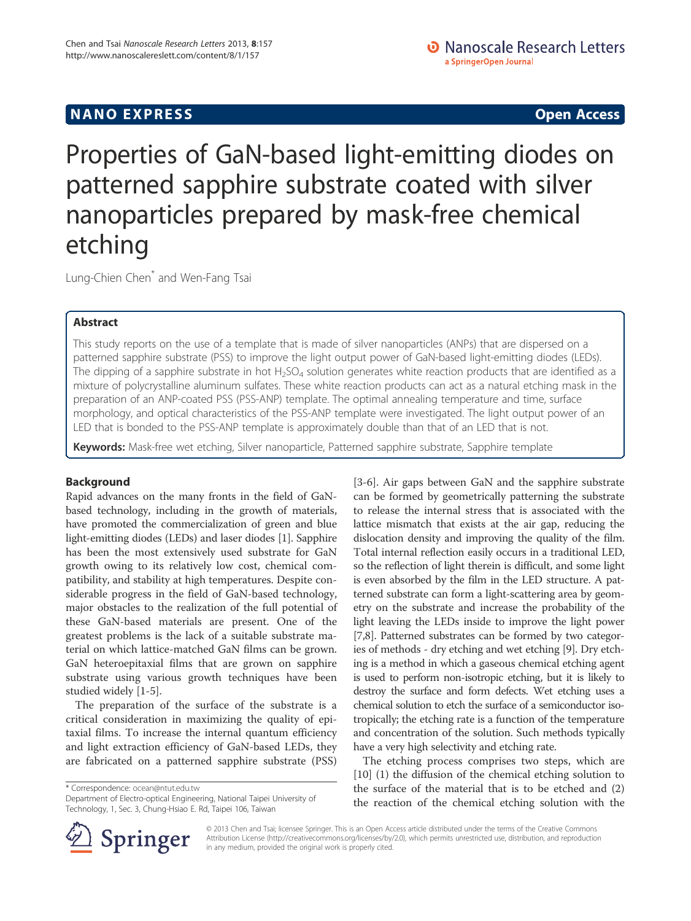NANO EXPRESS

Open Access

# Properties of GaN-based light-emitting diodes on patterned sapphire substrate coated with silver nanoparticles prepared by mask-free chemical etching

Lung-Chien Chen* and Wen-Fang Tsai

## Abstract

This study reports on the use of a template that is made of silver nanoparticles (ANPs) that are dispersed on a patterned sapphire substrate (PSS) to improve the light output power of GaN-based light-emitting diodes (LEDs). The dipping of a sapphire substrate in hot $H_2SO_4$ solution generates white reaction products that are identified as a mixture of polycrystalline aluminum sulfates. These white reaction products can act as a natural etching mask in the preparation of an ANP-coated PSS (PSS-ANP) template. The optimal annealing temperature and time, surface morphology, and optical characteristics of the PSS-ANP template were investigated. The light output power of an LED that is bonded to the PSS-ANP template is approximately double than that of an LED that is not.

**Keywords:** Mask-free wet etching, Silver nanoparticle, Patterned sapphire substrate, Sapphire template

## Background

Rapid advances on the many fronts in the field of GaN-based technology, including in the growth of materials, have promoted the commercialization of green and blue light-emitting diodes (LEDs) and laser diodes [1]. Sapphire has been the most extensively used substrate for GaN growth owing to its relatively low cost, chemical compatibility, and stability at high temperatures. Despite considerable progress in the field of GaN-based technology, major obstacles to the realization of the full potential of these GaN-based materials are present. One of the greatest problems is the lack of a suitable substrate material on which lattice-matched GaN films can be grown. GaN heteroepitaxial films that are grown on sapphire substrate using various growth techniques have been studied widely [1-5].

The preparation of the surface of the substrate is a critical consideration in maximizing the quality of epitaxial films. To increase the internal quantum efficiency and light extraction efficiency of GaN-based LEDs, they are fabricated on a patterned sapphire substrate (PSS) [3-6]. Air gaps between GaN and the sapphire substrate can be formed by geometrically patterning the substrate to release the internal stress that is associated with the lattice mismatch that exists at the air gap, reducing the dislocation density and improving the quality of the film. Total internal reflection easily occurs in a traditional LED, so the reflection of light therein is difficult, and some light is even absorbed by the film in the LED structure. A patterned substrate can form a light-scattering area by geometry on the substrate and increase the probability of the light leaving the LEDs inside to improve the light power [7,8]. Patterned substrates can be formed by two categories of methods - dry etching and wet etching [9]. Dry etching is a method in which a gaseous chemical etching agent is used to perform non-isotropic etching, but it is likely to destroy the surface and form defects. Wet etching uses a chemical solution to etch the surface of a semiconductor isotropically; the etching rate is a function of the temperature and concentration of the solution. Such methods typically have a very high selectivity and etching rate.

The etching process comprises two steps, which are [10] (1) the diffusion of the chemical etching solution to the surface of the material that is to be etched and (2) the reaction of the chemical etching solution with the

* Correspondence: ocean@ntut.edu.tw
Department of Electro-optical Engineering, National Taipei University of Technology, 1, Sec. 3, Chung-Hsiao E. Rd, Taipei 106, Taiwan

© 2013 Chen and Tsai; licensee Springer. This is an Open Access article distributed under the terms of the Creative Commons Attribution License (http://creativecommons.org/licenses/by/2.0), which permits unrestricted use, distribution, and reproduction in any medium, provided the original work is properly cited.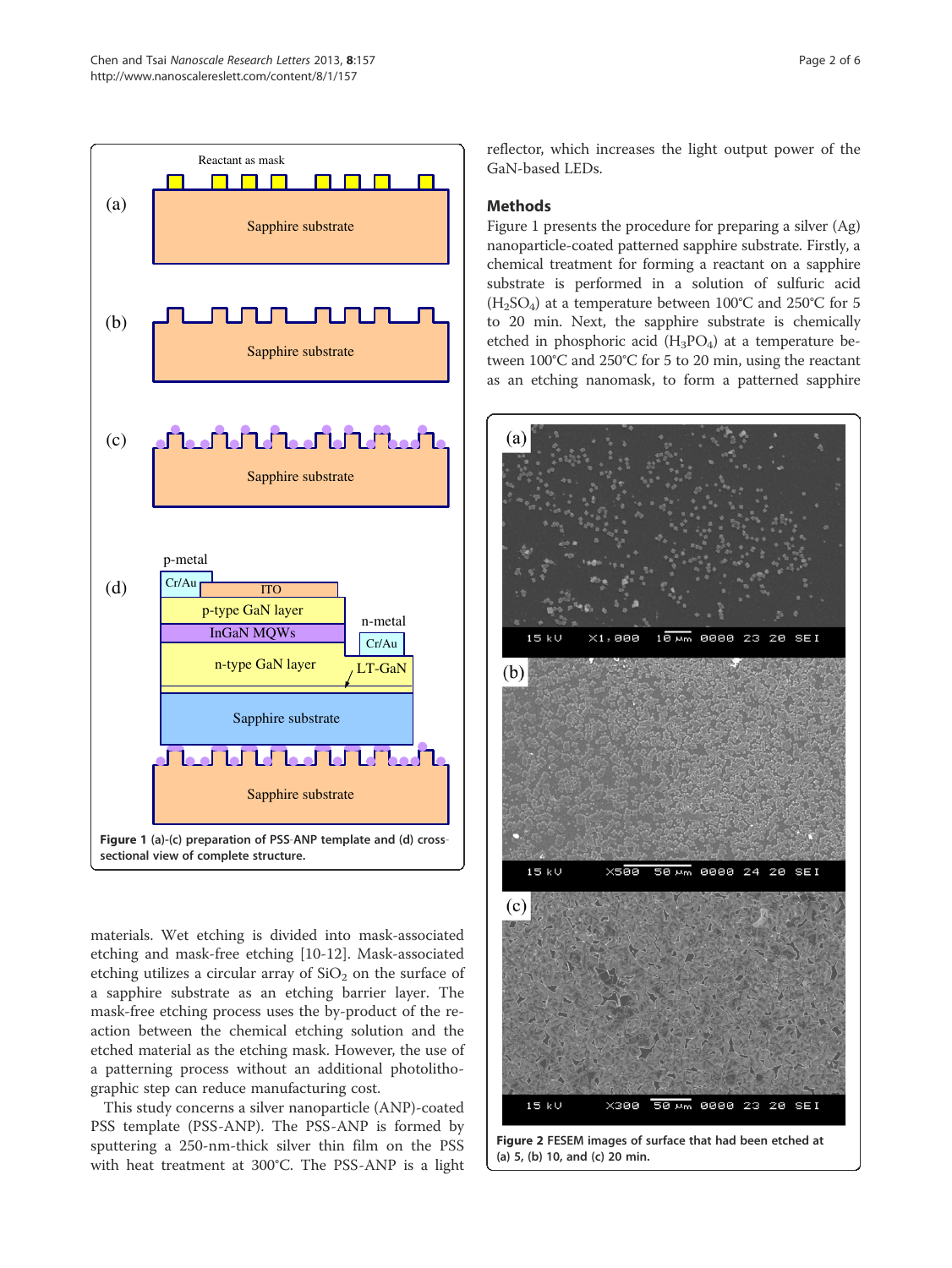Figure 1 (a)-(c) preparation of PSS-ANP template and (d) cross-sectional view of complete structure.

materials. Wet etching is divided into mask-associated etching and mask-free etching [10-12]. Mask-associated etching utilizes a circular array of $SiO_2$ on the surface of a sapphire substrate as an etching barrier layer. The mask-free etching process uses the by-product of the reaction between the chemical etching solution and the etched material as the etching mask. However, the use of a patterning process without an additional photolithographic step can reduce manufacturing cost.

This study concerns a silver nanoparticle (ANP)-coated PSS template (PSS-ANP). The PSS-ANP is formed by sputtering a 250-nm-thick silver thin film on the PSS with heat treatment at 300°C. The PSS-ANP is a light reflector, which increases the light output power of the GaN-based LEDs.

## Methods

Figure 1 presents the procedure for preparing a silver (Ag) nanoparticle-coated patterned sapphire substrate. Firstly, a chemical treatment for forming a reactant on a sapphire substrate is performed in a solution of sulfuric acid ($H_2SO_4$) at a temperature between 100°C and 250°C for 5 to 20 min. Next, the sapphire substrate is chemically etched in phosphoric acid ($H_3PO_4$) at a temperature between 100°C and 250°C for 5 to 20 min, using the reactant as an etching nanomask, to form a patterned sapphire

Figure 2 FESEM images of surface that had been etched at (a) 5, (b) 10, and (c) 20 min.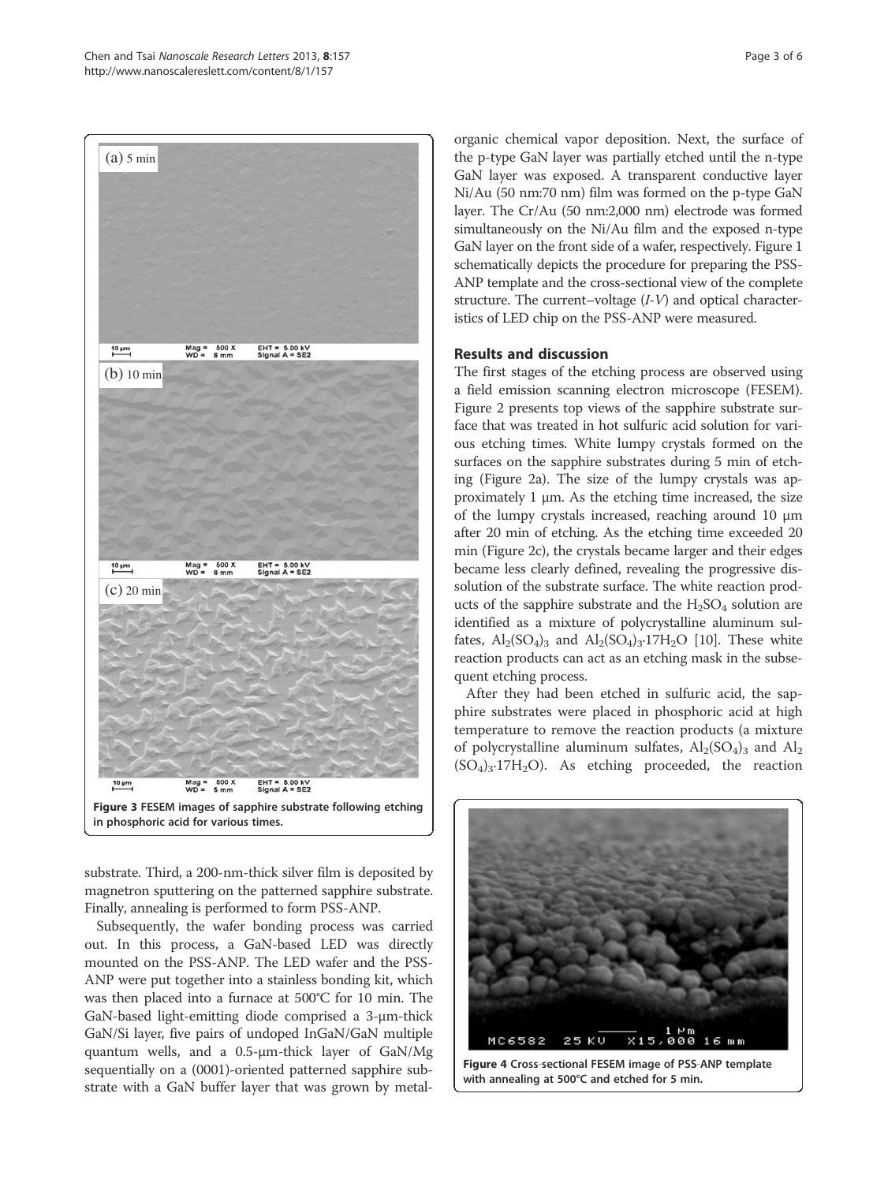Figure 3 FESEM images of sapphire substrate following etching in phosphoric acid for various times.

substrate. Third, a 200-nm-thick silver film is deposited by magnetron sputtering on the patterned sapphire substrate. Finally, annealing is performed to form PSS-ANP.

Subsequently, the wafer bonding process was carried out. In this process, a GaN-based LED was directly mounted on the PSS-ANP. The LED wafer and the PSS-ANP were put together into a stainless bonding kit, which was then placed into a furnace at 500°C for 10 min. The GaN-based light-emitting diode comprised a 3-μm-thick GaN/Si layer, five pairs of undoped InGaN/GaN multiple quantum wells, and a 0.5-μm-thick layer of GaN/Mg sequentially on a (0001)-oriented patterned sapphire substrate with a GaN buffer layer that was grown by metal-organic chemical vapor deposition. Next, the surface of the p-type GaN layer was partially etched until the n-type GaN layer was exposed. A transparent conductive layer Ni/Au (50 nm:70 nm) film was formed on the p-type GaN layer. The Cr/Au (50 nm:2,000 nm) electrode was formed simultaneously on the Ni/Au film and the exposed n-type GaN layer on the front side of a wafer, respectively. Figure 1 schematically depicts the procedure for preparing the PSS-ANP template and the cross-sectional view of the complete structure. The current–voltage (*I-V*) and optical characteristics of LED chip on the PSS-ANP were measured.

## Results and discussion

The first stages of the etching process are observed using a field emission scanning electron microscope (FESEM). Figure 2 presents top views of the sapphire substrate surface that was treated in hot sulfuric acid solution for various etching times. White lumpy crystals formed on the surfaces on the sapphire substrates during 5 min of etching (Figure 2a). The size of the lumpy crystals was approximately 1 μm. As the etching time increased, the size of the lumpy crystals increased, reaching around 10 μm after 20 min of etching. As the etching time exceeded 20 min (Figure 2c), the crystals became larger and their edges became less clearly defined, revealing the progressive dissolution of the substrate surface. The white reaction products of the sapphire substrate and the $H_2SO_4$ solution are identified as a mixture of polycrystalline aluminum sulfates, $Al_2(SO_4)_3$ and $Al_2(SO_4)_3{\cdot}17H_2O$ [10]. These white reaction products can act as an etching mask in the subsequent etching process.

After they had been etched in sulfuric acid, the sapphire substrates were placed in phosphoric acid at high temperature to remove the reaction products (a mixture of polycrystalline aluminum sulfates, $Al_2(SO_4)_3$ and $Al_2(SO_4)_3{\cdot}17H_2O$). As etching proceeded, the reaction

Figure 4 Cross-sectional FESEM image of PSS-ANP template with annealing at 500°C and etched for 5 min.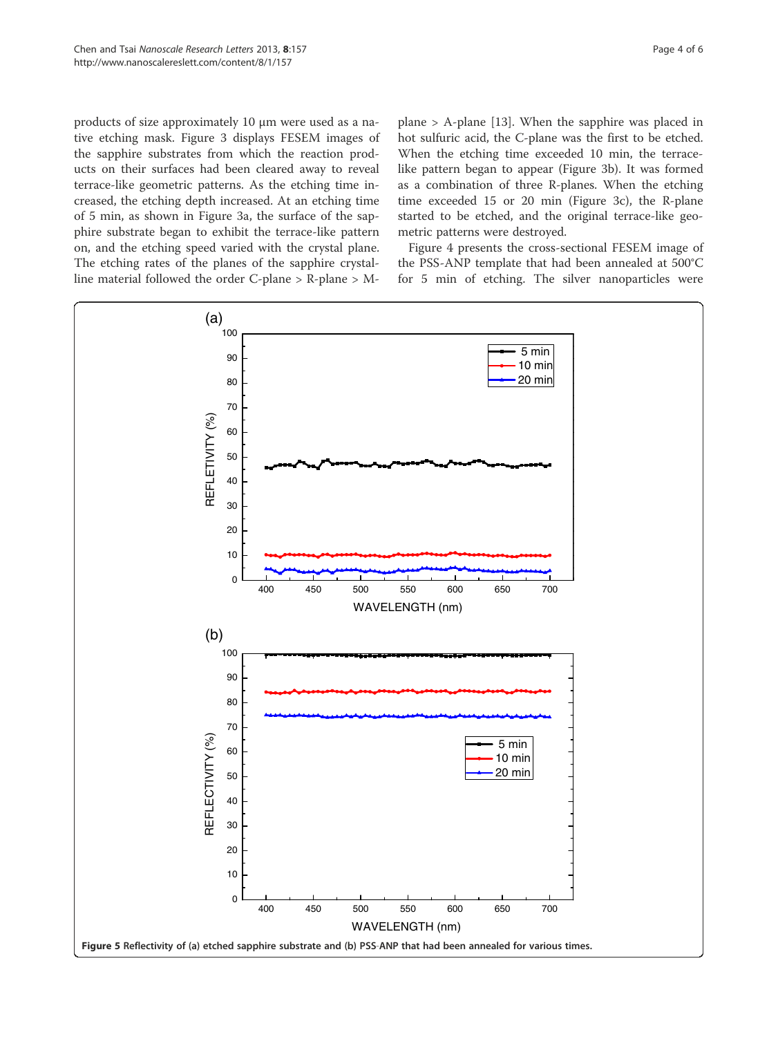products of size approximately 10 μm were used as a native etching mask. Figure 3 displays FESEM images of the sapphire substrates from which the reaction products on their surfaces had been cleared away to reveal terrace-like geometric patterns. As the etching time increased, the etching depth increased. At an etching time of 5 min, as shown in Figure 3a, the surface of the sapphire substrate began to exhibit the terrace-like pattern on, and the etching speed varied with the crystal plane. The etching rates of the planes of the sapphire crystalline material followed the order C-plane > R-plane > M-plane > A-plane [13]. When the sapphire was placed in hot sulfuric acid, the C-plane was the first to be etched. When the etching time exceeded 10 min, the terrace-like pattern began to appear (Figure 3b). It was formed as a combination of three R-planes. When the etching time exceeded 15 or 20 min (Figure 3c), the R-plane started to be etched, and the original terrace-like geometric patterns were destroyed.

Figure 4 presents the cross-sectional FESEM image of the PSS-ANP template that had been annealed at 500°C for 5 min of etching. The silver nanoparticles were

**Figure 5 Reflectivity of (a) etched sapphire substrate and (b) PSS-ANP that had been annealed for various times.**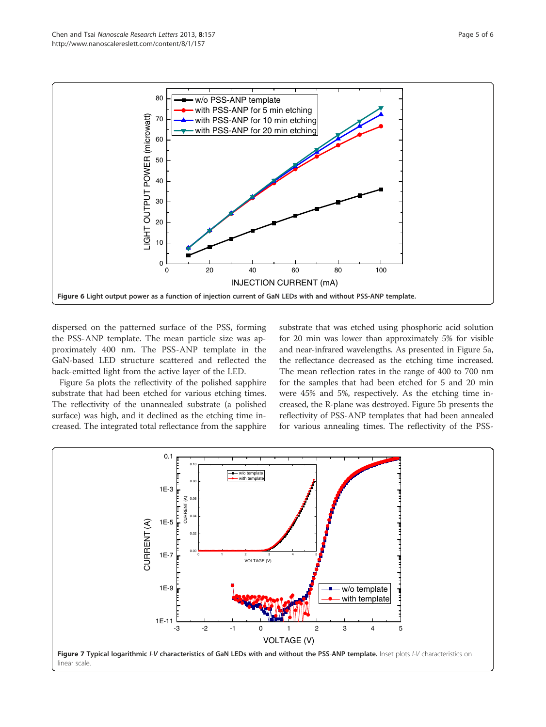Figure 6 Light output power as a function of injection current of GaN LEDs with and without PSS-ANP template.

dispersed on the patterned surface of the PSS, forming the PSS-ANP template. The mean particle size was approximately 400 nm. The PSS-ANP template in the GaN-based LED structure scattered and reflected the back-emitted light from the active layer of the LED.

Figure 5a plots the reflectivity of the polished sapphire substrate that had been etched for various etching times. The reflectivity of the unannealed substrate (a polished surface) was high, and it declined as the etching time increased. The integrated total reflectance from the sapphire substrate that was etched using phosphoric acid solution for 20 min was lower than approximately 5% for visible and near-infrared wavelengths. As presented in Figure 5a, the reflectance decreased as the etching time increased. The mean reflection rates in the range of 400 to 700 nm for the samples that had been etched for 5 and 20 min were 45% and 5%, respectively. As the etching time increased, the R-plane was destroyed. Figure 5b presents the reflectivity of PSS-ANP templates that had been annealed for various annealing times. The reflectivity of the PSS-

**Figure 7 Typical logarithmic *I*-*V* characteristics of GaN LEDs with and without the PSS-ANP template.** Inset plots *I*-*V* characteristics on linear scale.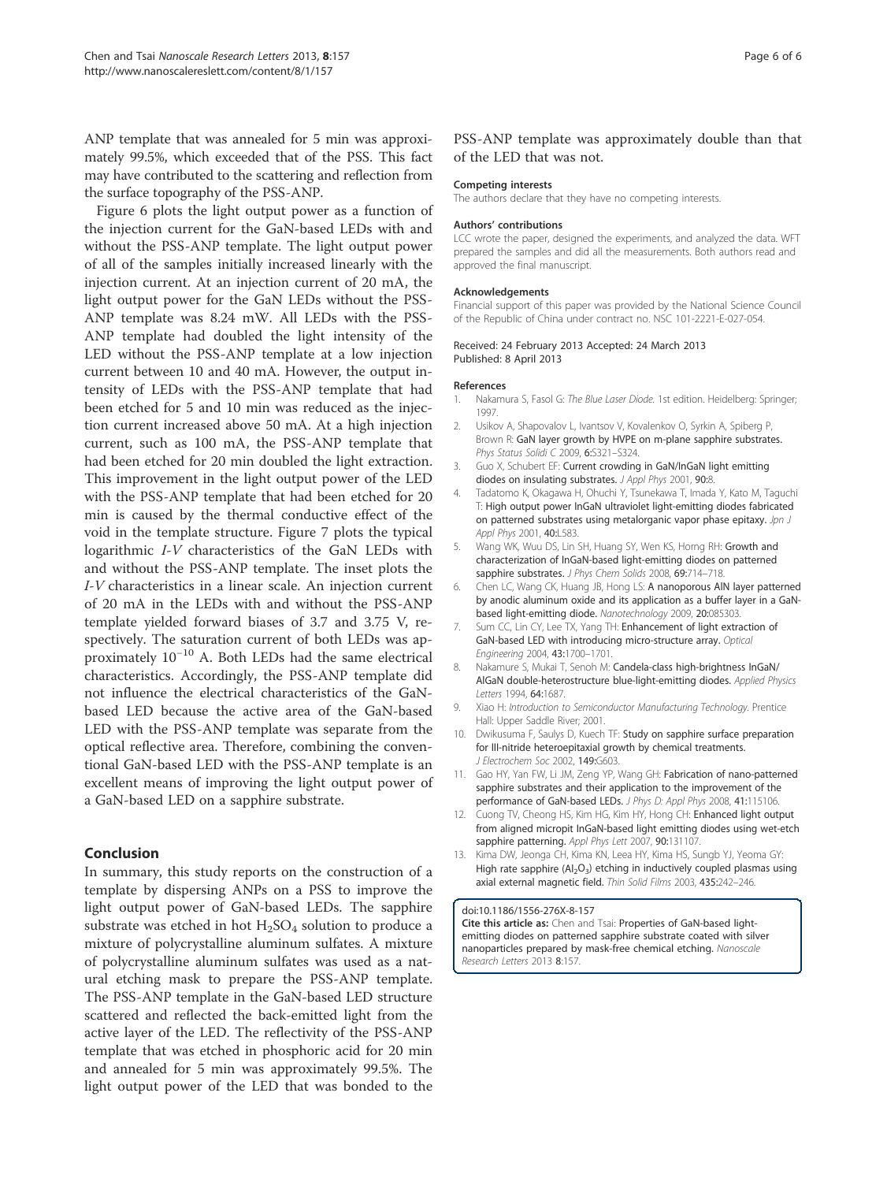ANP template that was annealed for 5 min was approximately 99.5%, which exceeded that of the PSS. This fact may have contributed to the scattering and reflection from the surface topography of the PSS-ANP.

Figure 6 plots the light output power as a function of the injection current for the GaN-based LEDs with and without the PSS-ANP template. The light output power of all of the samples initially increased linearly with the injection current. At an injection current of 20 mA, the light output power for the GaN LEDs without the PSS-ANP template was 8.24 mW. All LEDs with the PSS-ANP template had doubled the light intensity of the LED without the PSS-ANP template at a low injection current between 10 and 40 mA. However, the output intensity of LEDs with the PSS-ANP template that had been etched for 5 and 10 min was reduced as the injection current increased above 50 mA. At a high injection current, such as 100 mA, the PSS-ANP template that had been etched for 20 min doubled the light extraction. This improvement in the light output power of the LED with the PSS-ANP template that had been etched for 20 min is caused by the thermal conductive effect of the void in the template structure. Figure 7 plots the typical logarithmic *I-V* characteristics of the GaN LEDs with and without the PSS-ANP template. The inset plots the *I-V* characteristics in a linear scale. An injection current of 20 mA in the LEDs with and without the PSS-ANP template yielded forward biases of 3.7 and 3.75 V, respectively. The saturation current of both LEDs was approximately $10^{-10}$ A. Both LEDs had the same electrical characteristics. Accordingly, the PSS-ANP template did not influence the electrical characteristics of the GaN-based LED because the active area of the GaN-based LED with the PSS-ANP template was separate from the optical reflective area. Therefore, combining the conventional GaN-based LED with the PSS-ANP template is an excellent means of improving the light output power of a GaN-based LED on a sapphire substrate.

## Conclusion

In summary, this study reports on the construction of a template by dispersing ANPs on a PSS to improve the light output power of GaN-based LEDs. The sapphire substrate was etched in hot $H_2SO_4$ solution to produce a mixture of polycrystalline aluminum sulfates. A mixture of polycrystalline aluminum sulfates was used as a natural etching mask to prepare the PSS-ANP template. The PSS-ANP template in the GaN-based LED structure scattered and reflected the back-emitted light from the active layer of the LED. The reflectivity of the PSS-ANP template that was etched in phosphoric acid for 20 min and annealed for 5 min was approximately 99.5%. The light output power of the LED that was bonded to the PSS-ANP template was approximately double than that of the LED that was not.

#### Competing interests
The authors declare that they have no competing interests.

#### Authors' contributions
LCC wrote the paper, designed the experiments, and analyzed the data. WFT prepared the samples and did all the measurements. Both authors read and approved the final manuscript.

#### Acknowledgements
Financial support of this paper was provided by the National Science Council of the Republic of China under contract no. NSC 101-2221-E-027-054.

Received: 24 February 2013 Accepted: 24 March 2013
Published: 8 April 2013

#### References
1. Nakamura S, Fasol G: *The Blue Laser Diode*. 1st edition. Heidelberg: Springer; 1997.
2. Usikov A, Shapovalov L, Ivantsov V, Kovalenkov O, Syrkin A, Spiberg P, Brown R: GaN layer growth by HVPE on m-plane sapphire substrates. *Phys Status Solidi C* 2009, **6**:S321–S324.
3. Guo X, Schubert EF: Current crowding in GaN/InGaN light emitting diodes on insulating substrates. *J Appl Phys* 2001, **90**:8.
4. Tadatomo K, Okagawa H, Ohuchi Y, Tsunekawa T, Imada Y, Kato M, Taguchi T: High output power InGaN ultraviolet light-emitting diodes fabricated on patterned substrates using metalorganic vapor phase epitaxy. *Jpn J Appl Phys* 2001, **40**:L583.
5. Wang WK, Wuu DS, Lin SH, Huang SY, Wen KS, Horng RH: Growth and characterization of InGaN-based light-emitting diodes on patterned sapphire substrates. *J Phys Chem Solids* 2008, **69**:714–718.
6. Chen LC, Wang CK, Huang JB, Hong LS: A nanoporous AlN layer patterned by anodic aluminum oxide and its application as a buffer layer in a GaN-based light-emitting diode. *Nanotechnology* 2009, **20**:085303.
7. Sum CC, Lin CY, Lee TX, Yang TH: Enhancement of light extraction of GaN-based LED with introducing micro-structure array. *Optical Engineering* 2004, **43**:1700–1701.
8. Nakamure S, Mukai T, Senoh M: Candela-class high-brightness InGaN/AlGaN double-heterostructure blue-light-emitting diodes. *Applied Physics Letters* 1994, **64**:1687.
9. Xiao H: *Introduction to Semiconductor Manufacturing Technology*. Prentice Hall: Upper Saddle River; 2001.
10. Dwikusuma F, Saulys D, Kuech TF: Study on sapphire surface preparation for III-nitride heteroepitaxial growth by chemical treatments. *J Electrochem Soc* 2002, **149**:G603.
11. Gao HY, Yan FW, Li JM, Zeng YP, Wang GH: Fabrication of nano-patterned sapphire substrates and their application to the improvement of the performance of GaN-based LEDs. *J Phys D: Appl Phys* 2008, **41**:115106.
12. Cuong TV, Cheong HS, Kim HG, Kim HY, Hong CH: Enhanced light output from aligned micropit InGaN-based light emitting diodes using wet-etch sapphire patterning. *Appl Phys Lett* 2007, **90**:131107.
13. Kima DW, Jeonga CH, Kima KN, Leea HY, Kima HS, Sungb YJ, Yeoma GY: High rate sapphire ($Al_2O_3$) etching in inductively coupled plasmas using axial external magnetic field. *Thin Solid Films* 2003, **435**:242–246.

doi:10.1186/1556-276X-8-157
**Cite this article as:** Chen and Tsai: Properties of GaN-based light-emitting diodes on patterned sapphire substrate coated with silver nanoparticles prepared by mask-free chemical etching. *Nanoscale Research Letters* 2013 **8**:157.